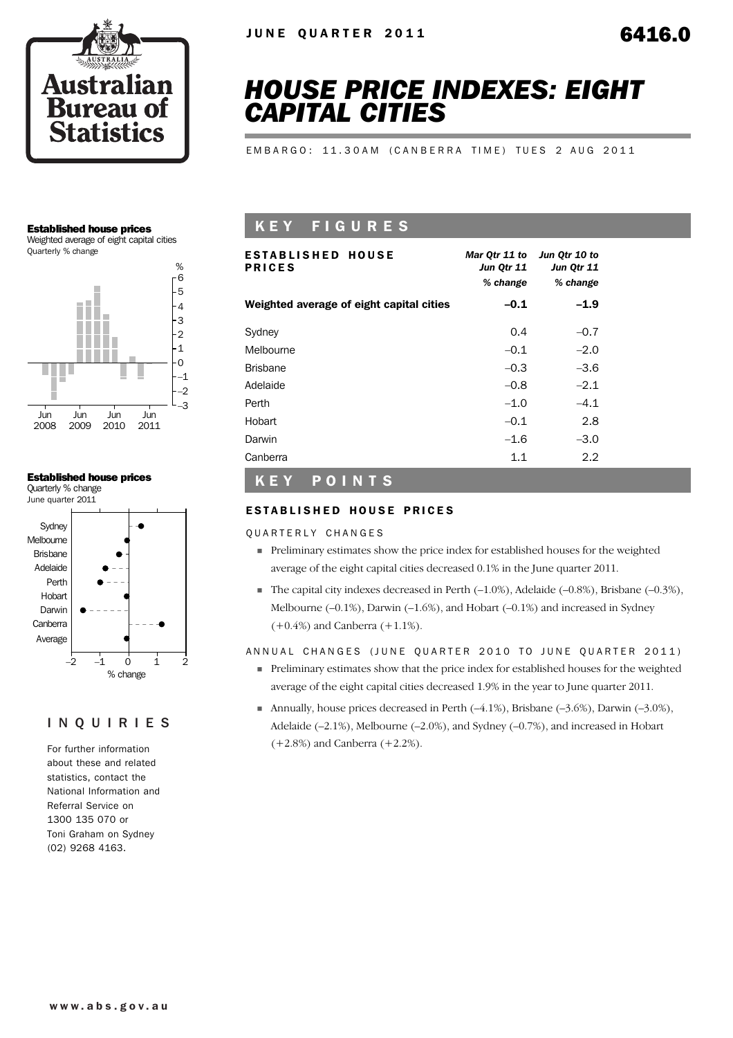JUNE QUARTER 2011

6416.0

# HOUSE PRICE INDEXES: EIGHT CAPITAL CITIES

EMBARGO: 11.30AM (CANBERRA TIME) TUES 2 AUG 2011

**Established house prices**
Weighted average of eight capital cities
Quarterly % change

**Established house prices**
Quarterly % change
June quarter 2011

## KEY FIGURES

| ESTABLISHED HOUSE PRICES | *Mar Qtr 11 to Jun Qtr 11 % change* | *Jun Qtr 10 to Jun Qtr 11 % change* |
|---|---|---|
| **Weighted average of eight capital cities** | **–0.1** | **–1.9** |
| Sydney | 0.4 | –0.7 |
| Melbourne | –0.1 | –2.0 |
| Brisbane | –0.3 | –3.6 |
| Adelaide | –0.8 | –2.1 |
| Perth | –1.0 | –4.1 |
| Hobart | –0.1 | 2.8 |
| Darwin | –1.6 | –3.0 |
| Canberra | 1.1 | 2.2 |

## KEY POINTS

### ESTABLISHED HOUSE PRICES

QUARTERLY CHANGES

- Preliminary estimates show the price index for established houses for the weighted average of the eight capital cities decreased 0.1% in the June quarter 2011.
- The capital city indexes decreased in Perth (–1.0%), Adelaide (–0.8%), Brisbane (–0.3%), Melbourne (–0.1%), Darwin (–1.6%), and Hobart (–0.1%) and increased in Sydney (+0.4%) and Canberra (+1.1%).

ANNUAL CHANGES (JUNE QUARTER 2010 TO JUNE QUARTER 2011)

- Preliminary estimates show that the price index for established houses for the weighted average of the eight capital cities decreased 1.9% in the year to June quarter 2011.
- Annually, house prices decreased in Perth (–4.1%), Brisbane (–3.6%), Darwin (–3.0%), Adelaide (–2.1%), Melbourne (–2.0%), and Sydney (–0.7%), and increased in Hobart (+2.8%) and Canberra (+2.2%).

## INQUIRIES

For further information about these and related statistics, contact the National Information and Referral Service on 1300 135 070 or Toni Graham on Sydney (02) 9268 4163.

www.abs.gov.au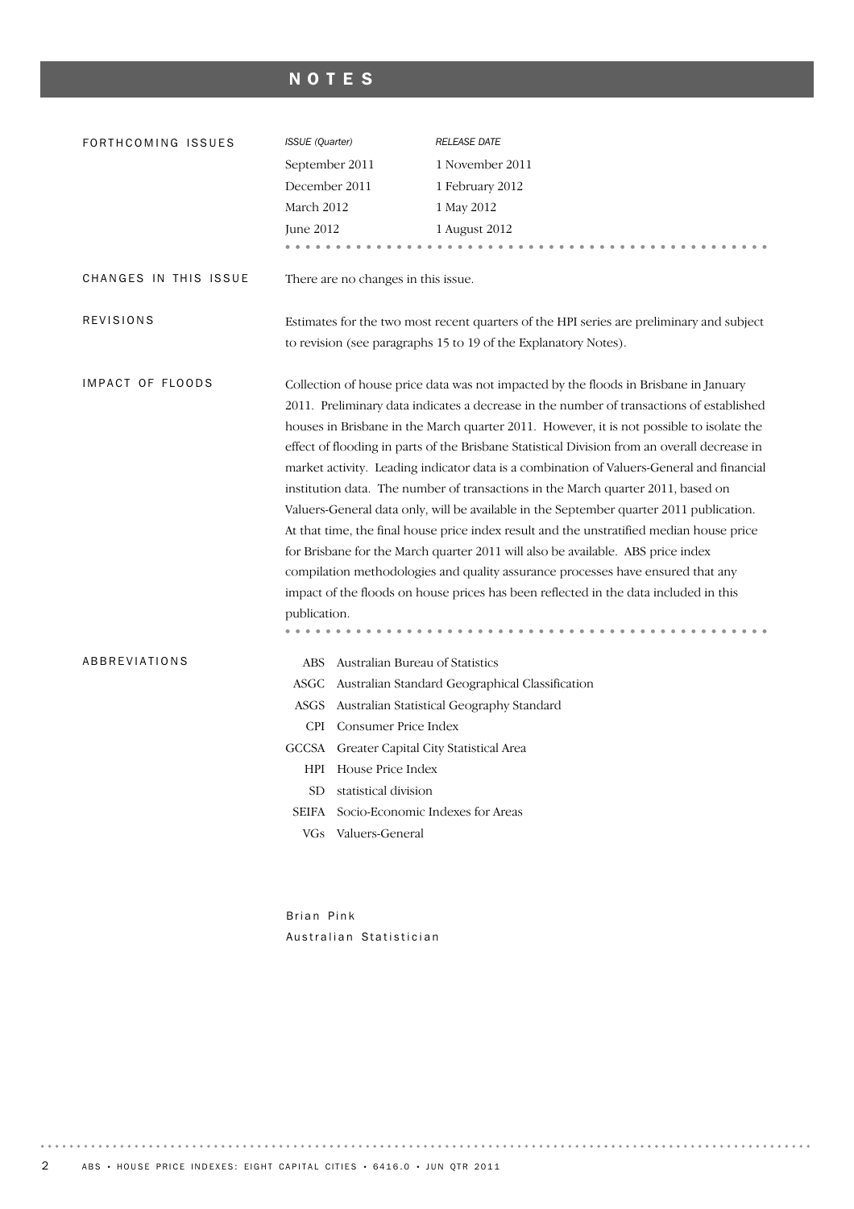# NOTES

## FORTHCOMING ISSUES

| *ISSUE (Quarter)* | *RELEASE DATE* |
| --- | --- |
| September 2011 | 1 November 2011 |
| December 2011 | 1 February 2012 |
| March 2012 | 1 May 2012 |
| June 2012 | 1 August 2012 |

## CHANGES IN THIS ISSUE

There are no changes in this issue.

## REVISIONS

Estimates for the two most recent quarters of the HPI series are preliminary and subject to revision (see paragraphs 15 to 19 of the Explanatory Notes).

## IMPACT OF FLOODS

Collection of house price data was not impacted by the floods in Brisbane in January 2011. Preliminary data indicates a decrease in the number of transactions of established houses in Brisbane in the March quarter 2011. However, it is not possible to isolate the effect of flooding in parts of the Brisbane Statistical Division from an overall decrease in market activity. Leading indicator data is a combination of Valuers-General and financial institution data. The number of transactions in the March quarter 2011, based on Valuers-General data only, will be available in the September quarter 2011 publication. At that time, the final house price index result and the unstratified median house price for Brisbane for the March quarter 2011 will also be available. ABS price index compilation methodologies and quality assurance processes have ensured that any impact of the floods on house prices has been reflected in the data included in this publication.

## ABBREVIATIONS

| | |
| --- | --- |
| ABS | Australian Bureau of Statistics |
| ASGC | Australian Standard Geographical Classification |
| ASGS | Australian Statistical Geography Standard |
| CPI | Consumer Price Index |
| GCCSA | Greater Capital City Statistical Area |
| HPI | House Price Index |
| SD | statistical division |
| SEIFA | Socio-Economic Indexes for Areas |
| VGs | Valuers-General |

Brian Pink
Australian Statistician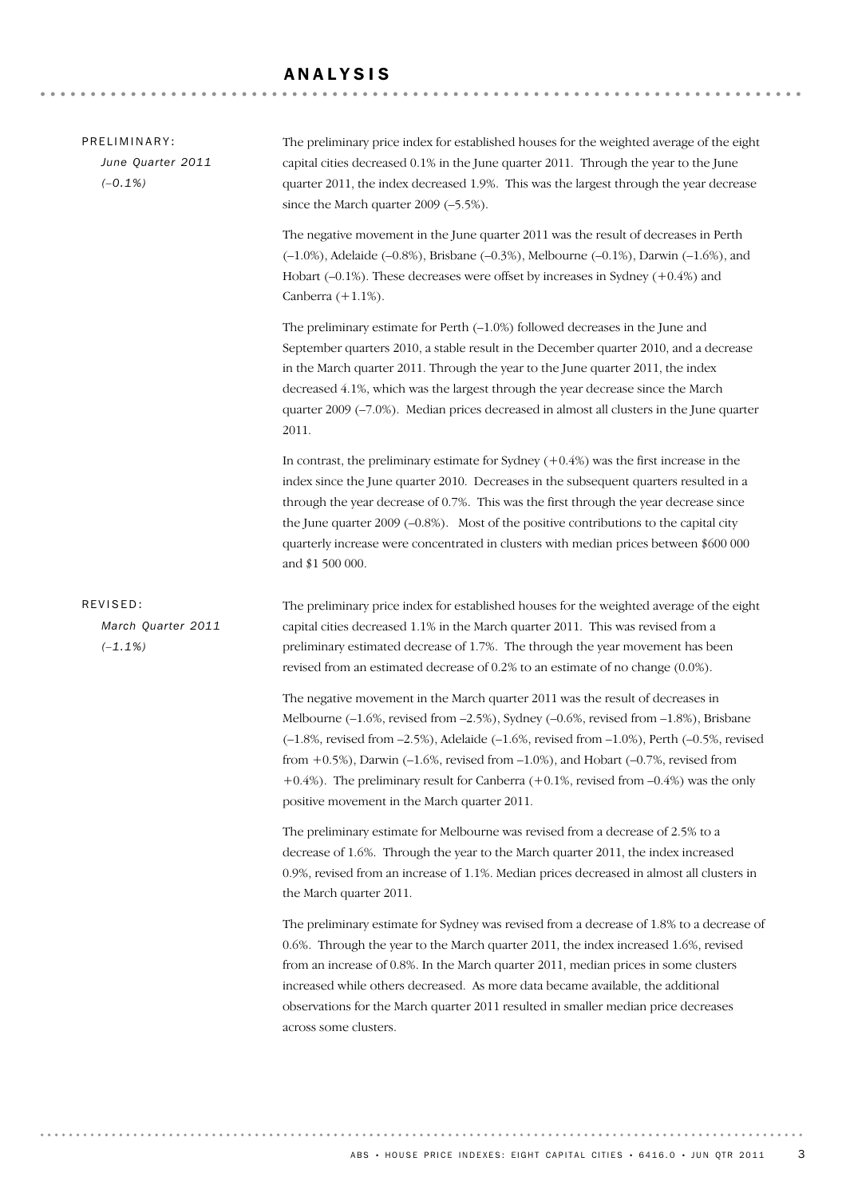# ANALYSIS

PRELIMINARY:

*June Quarter 2011*

*(–0.1%)*

The preliminary price index for established houses for the weighted average of the eight capital cities decreased 0.1% in the June quarter 2011. Through the year to the June quarter 2011, the index decreased 1.9%. This was the largest through the year decrease since the March quarter 2009 (–5.5%).

The negative movement in the June quarter 2011 was the result of decreases in Perth (–1.0%), Adelaide (–0.8%), Brisbane (–0.3%), Melbourne (–0.1%), Darwin (–1.6%), and Hobart (–0.1%). These decreases were offset by increases in Sydney (+0.4%) and Canberra (+1.1%).

The preliminary estimate for Perth (–1.0%) followed decreases in the June and September quarters 2010, a stable result in the December quarter 2010, and a decrease in the March quarter 2011. Through the year to the June quarter 2011, the index decreased 4.1%, which was the largest through the year decrease since the March quarter 2009 (–7.0%). Median prices decreased in almost all clusters in the June quarter 2011.

In contrast, the preliminary estimate for Sydney (+0.4%) was the first increase in the index since the June quarter 2010. Decreases in the subsequent quarters resulted in a through the year decrease of 0.7%. This was the first through the year decrease since the June quarter 2009 (–0.8%). Most of the positive contributions to the capital city quarterly increase were concentrated in clusters with median prices between $600 000 and $1 500 000.

REVISED:

*March Quarter 2011*

*(–1.1%)*

The preliminary price index for established houses for the weighted average of the eight capital cities decreased 1.1% in the March quarter 2011. This was revised from a preliminary estimated decrease of 1.7%. The through the year movement has been revised from an estimated decrease of 0.2% to an estimate of no change (0.0%).

The negative movement in the March quarter 2011 was the result of decreases in Melbourne (–1.6%, revised from –2.5%), Sydney (–0.6%, revised from –1.8%), Brisbane (–1.8%, revised from –2.5%), Adelaide (–1.6%, revised from –1.0%), Perth (–0.5%, revised from +0.5%), Darwin (–1.6%, revised from –1.0%), and Hobart (–0.7%, revised from +0.4%). The preliminary result for Canberra (+0.1%, revised from –0.4%) was the only positive movement in the March quarter 2011.

The preliminary estimate for Melbourne was revised from a decrease of 2.5% to a decrease of 1.6%. Through the year to the March quarter 2011, the index increased 0.9%, revised from an increase of 1.1%. Median prices decreased in almost all clusters in the March quarter 2011.

The preliminary estimate for Sydney was revised from a decrease of 1.8% to a decrease of 0.6%. Through the year to the March quarter 2011, the index increased 1.6%, revised from an increase of 0.8%. In the March quarter 2011, median prices in some clusters increased while others decreased. As more data became available, the additional observations for the March quarter 2011 resulted in smaller median price decreases across some clusters.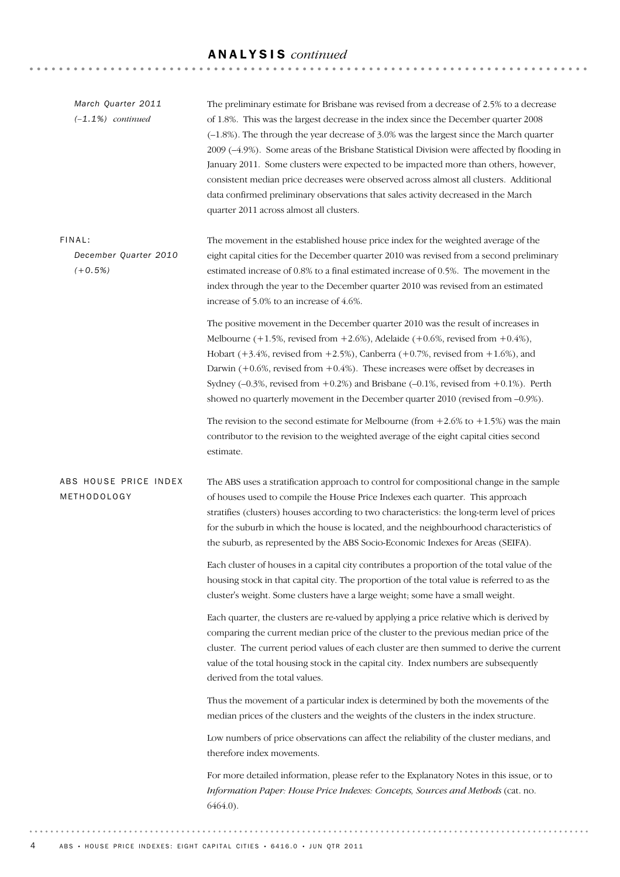## ANALYSIS *continued*

*March Quarter 2011 (–1.1%) continued*

The preliminary estimate for Brisbane was revised from a decrease of 2.5% to a decrease of 1.8%. This was the largest decrease in the index since the December quarter 2008 (–1.8%). The through the year decrease of 3.0% was the largest since the March quarter 2009 (–4.9%). Some areas of the Brisbane Statistical Division were affected by flooding in January 2011. Some clusters were expected to be impacted more than others, however, consistent median price decreases were observed across almost all clusters. Additional data confirmed preliminary observations that sales activity decreased in the March quarter 2011 across almost all clusters.

### FINAL:

*December Quarter 2010 (+0.5%)*

The movement in the established house price index for the weighted average of the eight capital cities for the December quarter 2010 was revised from a second preliminary estimated increase of 0.8% to a final estimated increase of 0.5%. The movement in the index through the year to the December quarter 2010 was revised from an estimated increase of 5.0% to an increase of 4.6%.

The positive movement in the December quarter 2010 was the result of increases in Melbourne (+1.5%, revised from +2.6%), Adelaide (+0.6%, revised from +0.4%), Hobart (+3.4%, revised from +2.5%), Canberra (+0.7%, revised from +1.6%), and Darwin (+0.6%, revised from +0.4%). These increases were offset by decreases in Sydney (–0.3%, revised from +0.2%) and Brisbane (–0.1%, revised from +0.1%). Perth showed no quarterly movement in the December quarter 2010 (revised from –0.9%).

The revision to the second estimate for Melbourne (from +2.6% to +1.5%) was the main contributor to the revision to the weighted average of the eight capital cities second estimate.

### ABS HOUSE PRICE INDEX METHODOLOGY

The ABS uses a stratification approach to control for compositional change in the sample of houses used to compile the House Price Indexes each quarter. This approach stratifies (clusters) houses according to two characteristics: the long-term level of prices for the suburb in which the house is located, and the neighbourhood characteristics of the suburb, as represented by the ABS Socio-Economic Indexes for Areas (SEIFA).

Each cluster of houses in a capital city contributes a proportion of the total value of the housing stock in that capital city. The proportion of the total value is referred to as the cluster's weight. Some clusters have a large weight; some have a small weight.

Each quarter, the clusters are re-valued by applying a price relative which is derived by comparing the current median price of the cluster to the previous median price of the cluster. The current period values of each cluster are then summed to derive the current value of the total housing stock in the capital city. Index numbers are subsequently derived from the total values.

Thus the movement of a particular index is determined by both the movements of the median prices of the clusters and the weights of the clusters in the index structure.

Low numbers of price observations can affect the reliability of the cluster medians, and therefore index movements.

For more detailed information, please refer to the Explanatory Notes in this issue, or to *Information Paper: House Price Indexes: Concepts, Sources and Methods* (cat. no. 6464.0).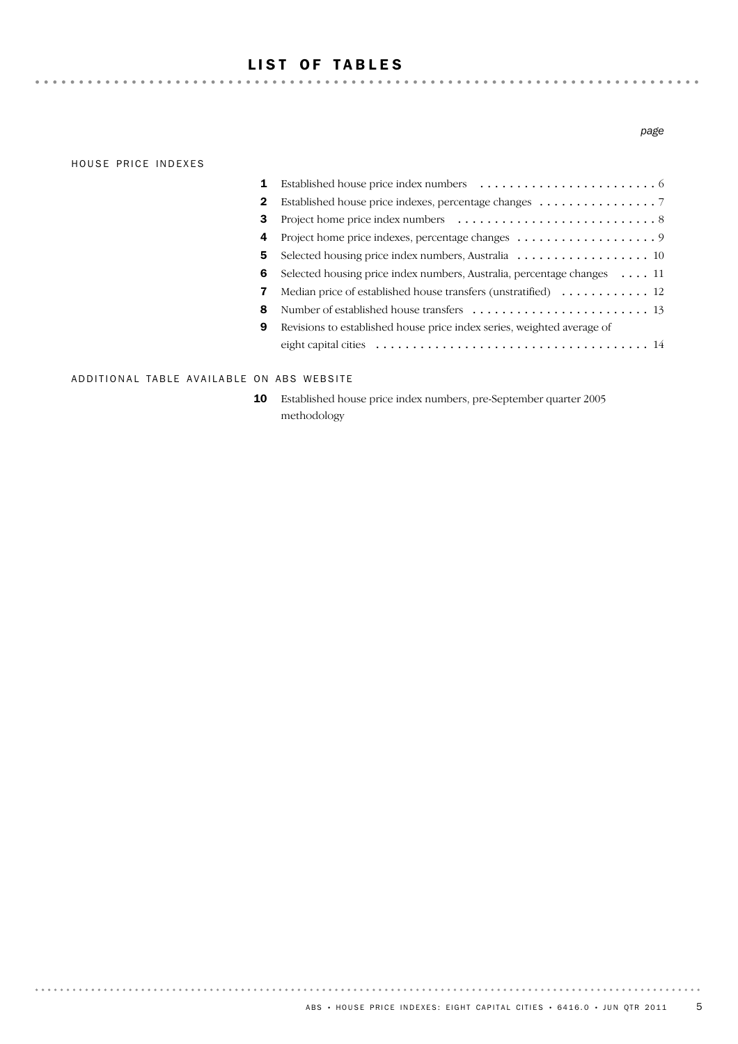# LIST OF TABLES

*page*

## HOUSE PRICE INDEXES

| | | page |
|---|---|---|
| **1** | Established house price index numbers | 6 |
| **2** | Established house price indexes, percentage changes | 7 |
| **3** | Project home price index numbers | 8 |
| **4** | Project home price indexes, percentage changes | 9 |
| **5** | Selected housing price index numbers, Australia | 10 |
| **6** | Selected housing price index numbers, Australia, percentage changes | 11 |
| **7** | Median price of established house transfers (unstratified) | 12 |
| **8** | Number of established house transfers | 13 |
| **9** | Revisions to established house price index series, weighted average of eight capital cities | 14 |

## ADDITIONAL TABLE AVAILABLE ON ABS WEBSITE

**10** Established house price index numbers, pre-September quarter 2005 methodology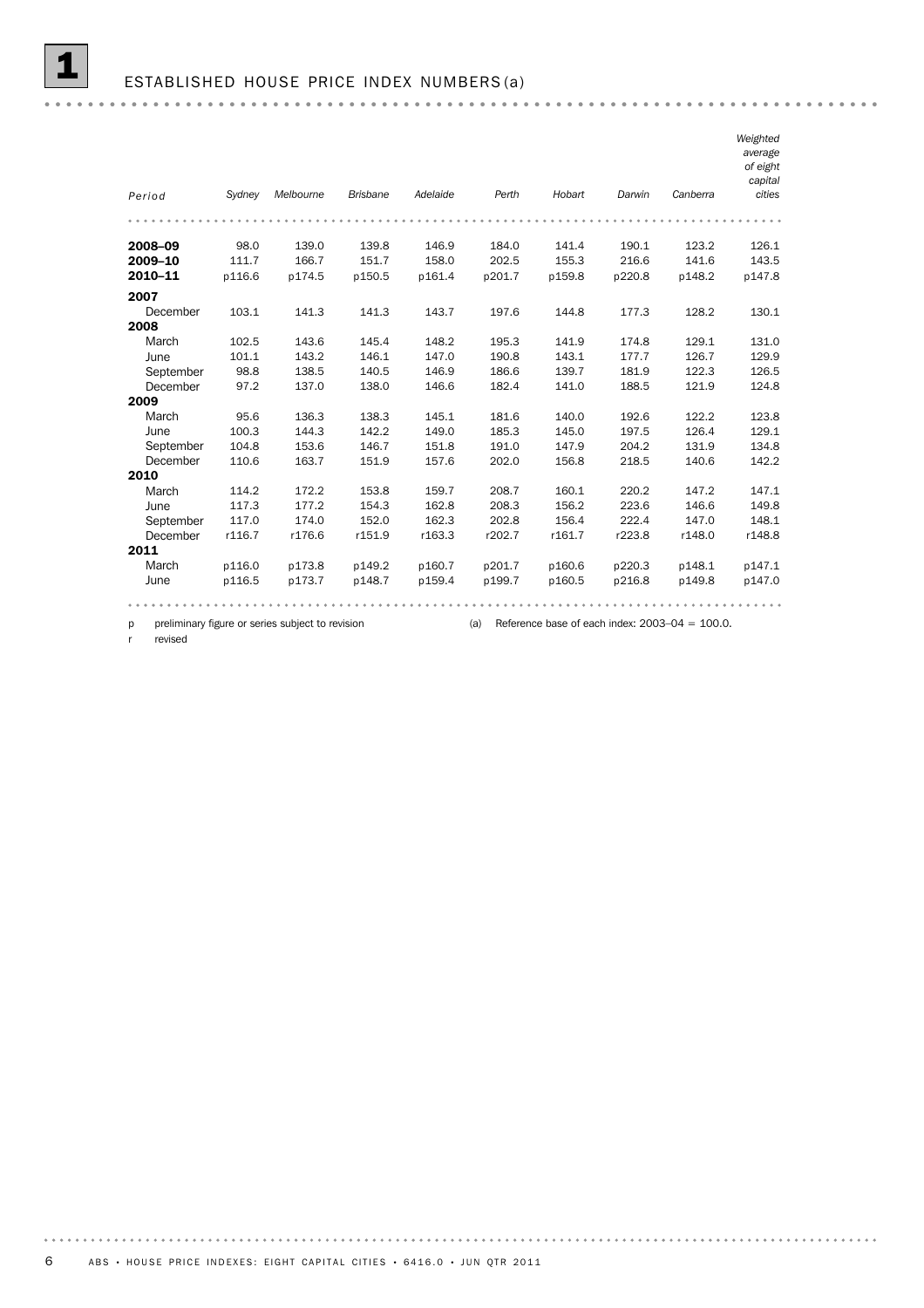# 1 ESTABLISHED HOUSE PRICE INDEX NUMBERS (a)

| Period | Sydney | Melbourne | Brisbane | Adelaide | Perth | Hobart | Darwin | Canberra | Weighted average of eight capital cities |
|---|---|---|---|---|---|---|---|---|---|
| **2008–09** | 98.0 | 139.0 | 139.8 | 146.9 | 184.0 | 141.4 | 190.1 | 123.2 | 126.1 |
| **2009–10** | 111.7 | 166.7 | 151.7 | 158.0 | 202.5 | 155.3 | 216.6 | 141.6 | 143.5 |
| **2010–11** | p116.6 | p174.5 | p150.5 | p161.4 | p201.7 | p159.8 | p220.8 | p148.2 | p147.8 |
| **2007** | | | | | | | | | |
| December | 103.1 | 141.3 | 141.3 | 143.7 | 197.6 | 144.8 | 177.3 | 128.2 | 130.1 |
| **2008** | | | | | | | | | |
| March | 102.5 | 143.6 | 145.4 | 148.2 | 195.3 | 141.9 | 174.8 | 129.1 | 131.0 |
| June | 101.1 | 143.2 | 146.1 | 147.0 | 190.8 | 143.1 | 177.7 | 126.7 | 129.9 |
| September | 98.8 | 138.5 | 140.5 | 146.9 | 186.6 | 139.7 | 181.9 | 122.3 | 126.5 |
| December | 97.2 | 137.0 | 138.0 | 146.6 | 182.4 | 141.0 | 188.5 | 121.9 | 124.8 |
| **2009** | | | | | | | | | |
| March | 95.6 | 136.3 | 138.3 | 145.1 | 181.6 | 140.0 | 192.6 | 122.2 | 123.8 |
| June | 100.3 | 144.3 | 142.2 | 149.0 | 185.3 | 145.0 | 197.5 | 126.4 | 129.1 |
| September | 104.8 | 153.6 | 146.7 | 151.8 | 191.0 | 147.9 | 204.2 | 131.9 | 134.8 |
| December | 110.6 | 163.7 | 151.9 | 157.6 | 202.0 | 156.8 | 218.5 | 140.6 | 142.2 |
| **2010** | | | | | | | | | |
| March | 114.2 | 172.2 | 153.8 | 159.7 | 208.7 | 160.1 | 220.2 | 147.2 | 147.1 |
| June | 117.3 | 177.2 | 154.3 | 162.8 | 208.3 | 156.2 | 223.6 | 146.6 | 149.8 |
| September | 117.0 | 174.0 | 152.0 | 162.3 | 202.8 | 156.4 | 222.4 | 147.0 | 148.1 |
| December | r116.7 | r176.6 | r151.9 | r163.3 | r202.7 | r161.7 | r223.8 | r148.0 | r148.8 |
| **2011** | | | | | | | | | |
| March | p116.0 | p173.8 | p149.2 | p160.7 | p201.7 | p160.6 | p220.3 | p148.1 | p147.1 |
| June | p116.5 | p173.7 | p148.7 | p159.4 | p199.7 | p160.5 | p216.8 | p149.8 | p147.0 |

p preliminary figure or series subject to revision

r revised

(a) Reference base of each index: 2003–04 = 100.0.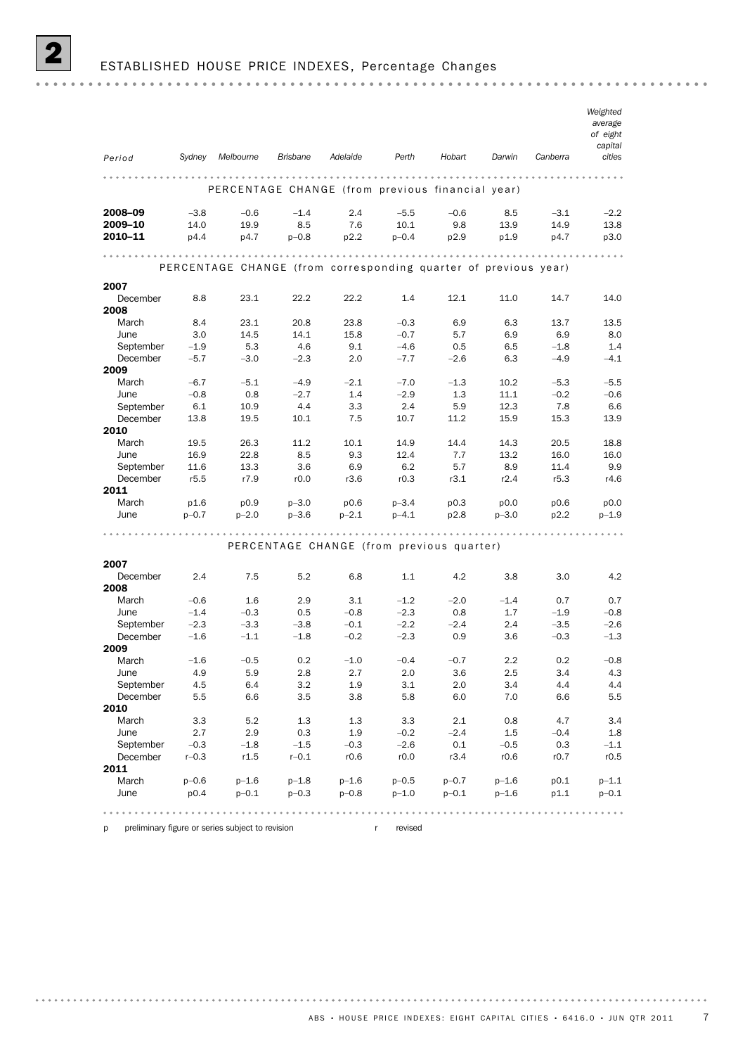# 2 ESTABLISHED HOUSE PRICE INDEXES, Percentage Changes

| Period | Sydney | Melbourne | Brisbane | Adelaide | Perth | Hobart | Darwin | Canberra | Weighted average of eight capital cities |
|---|---|---|---|---|---|---|---|---|---|
| **PERCENTAGE CHANGE (from previous financial year)** | | | | | | | | | |
| **2008–09** | –3.8 | –0.6 | –1.4 | 2.4 | –5.5 | –0.6 | 8.5 | –3.1 | –2.2 |
| **2009–10** | 14.0 | 19.9 | 8.5 | 7.6 | 10.1 | 9.8 | 13.9 | 14.9 | 13.8 |
| **2010–11** | p4.4 | p4.7 | p–0.8 | p2.2 | p–0.4 | p2.9 | p1.9 | p4.7 | p3.0 |
| **PERCENTAGE CHANGE (from corresponding quarter of previous year)** | | | | | | | | | |
| **2007** | | | | | | | | | |
| December | 8.8 | 23.1 | 22.2 | 22.2 | 1.4 | 12.1 | 11.0 | 14.7 | 14.0 |
| **2008** | | | | | | | | | |
| March | 8.4 | 23.1 | 20.8 | 23.8 | –0.3 | 6.9 | 6.3 | 13.7 | 13.5 |
| June | 3.0 | 14.5 | 14.1 | 15.8 | –0.7 | 5.7 | 6.9 | 6.9 | 8.0 |
| September | –1.9 | 5.3 | 4.6 | 9.1 | –4.6 | 0.5 | 6.5 | –1.8 | 1.4 |
| December | –5.7 | –3.0 | –2.3 | 2.0 | –7.7 | –2.6 | 6.3 | –4.9 | –4.1 |
| **2009** | | | | | | | | | |
| March | –6.7 | –5.1 | –4.9 | –2.1 | –7.0 | –1.3 | 10.2 | –5.3 | –5.5 |
| June | –0.8 | 0.8 | –2.7 | 1.4 | –2.9 | 1.3 | 11.1 | –0.2 | –0.6 |
| September | 6.1 | 10.9 | 4.4 | 3.3 | 2.4 | 5.9 | 12.3 | 7.8 | 6.6 |
| December | 13.8 | 19.5 | 10.1 | 7.5 | 10.7 | 11.2 | 15.9 | 15.3 | 13.9 |
| **2010** | | | | | | | | | |
| March | 19.5 | 26.3 | 11.2 | 10.1 | 14.9 | 14.4 | 14.3 | 20.5 | 18.8 |
| June | 16.9 | 22.8 | 8.5 | 9.3 | 12.4 | 7.7 | 13.2 | 16.0 | 16.0 |
| September | 11.6 | 13.3 | 3.6 | 6.9 | 6.2 | 5.7 | 8.9 | 11.4 | 9.9 |
| December | r5.5 | r7.9 | r0.0 | r3.6 | r0.3 | r3.1 | r2.4 | r5.3 | r4.6 |
| **2011** | | | | | | | | | |
| March | p1.6 | p0.9 | p–3.0 | p0.6 | p–3.4 | p0.3 | p0.0 | p0.6 | p0.0 |
| June | p–0.7 | p–2.0 | p–3.6 | p–2.1 | p–4.1 | p2.8 | p–3.0 | p2.2 | p–1.9 |
| **PERCENTAGE CHANGE (from previous quarter)** | | | | | | | | | |
| **2007** | | | | | | | | | |
| December | 2.4 | 7.5 | 5.2 | 6.8 | 1.1 | 4.2 | 3.8 | 3.0 | 4.2 |
| **2008** | | | | | | | | | |
| March | –0.6 | 1.6 | 2.9 | 3.1 | –1.2 | –2.0 | –1.4 | 0.7 | 0.7 |
| June | –1.4 | –0.3 | 0.5 | –0.8 | –2.3 | 0.8 | 1.7 | –1.9 | –0.8 |
| September | –2.3 | –3.3 | –3.8 | –0.1 | –2.2 | –2.4 | 2.4 | –3.5 | –2.6 |
| December | –1.6 | –1.1 | –1.8 | –0.2 | –2.3 | 0.9 | 3.6 | –0.3 | –1.3 |
| **2009** | | | | | | | | | |
| March | –1.6 | –0.5 | 0.2 | –1.0 | –0.4 | –0.7 | 2.2 | 0.2 | –0.8 |
| June | 4.9 | 5.9 | 2.8 | 2.7 | 2.0 | 3.6 | 2.5 | 3.4 | 4.3 |
| September | 4.5 | 6.4 | 3.2 | 1.9 | 3.1 | 2.0 | 3.4 | 4.4 | 4.4 |
| December | 5.5 | 6.6 | 3.5 | 3.8 | 5.8 | 6.0 | 7.0 | 6.6 | 5.5 |
| **2010** | | | | | | | | | |
| March | 3.3 | 5.2 | 1.3 | 1.3 | 3.3 | 2.1 | 0.8 | 4.7 | 3.4 |
| June | 2.7 | 2.9 | 0.3 | 1.9 | –0.2 | –2.4 | 1.5 | –0.4 | 1.8 |
| September | –0.3 | –1.8 | –1.5 | –0.3 | –2.6 | 0.1 | –0.5 | 0.3 | –1.1 |
| December | r–0.3 | r1.5 | r–0.1 | r0.6 | r0.0 | r3.4 | r0.6 | r0.7 | r0.5 |
| **2011** | | | | | | | | | |
| March | p–0.6 | p–1.6 | p–1.8 | p–1.6 | p–0.5 | p–0.7 | p–1.6 | p0.1 | p–1.1 |
| June | p0.4 | p–0.1 | p–0.3 | p–0.8 | p–1.0 | p–0.1 | p–1.6 | p1.1 | p–0.1 |

p preliminary figure or series subject to revision

r revised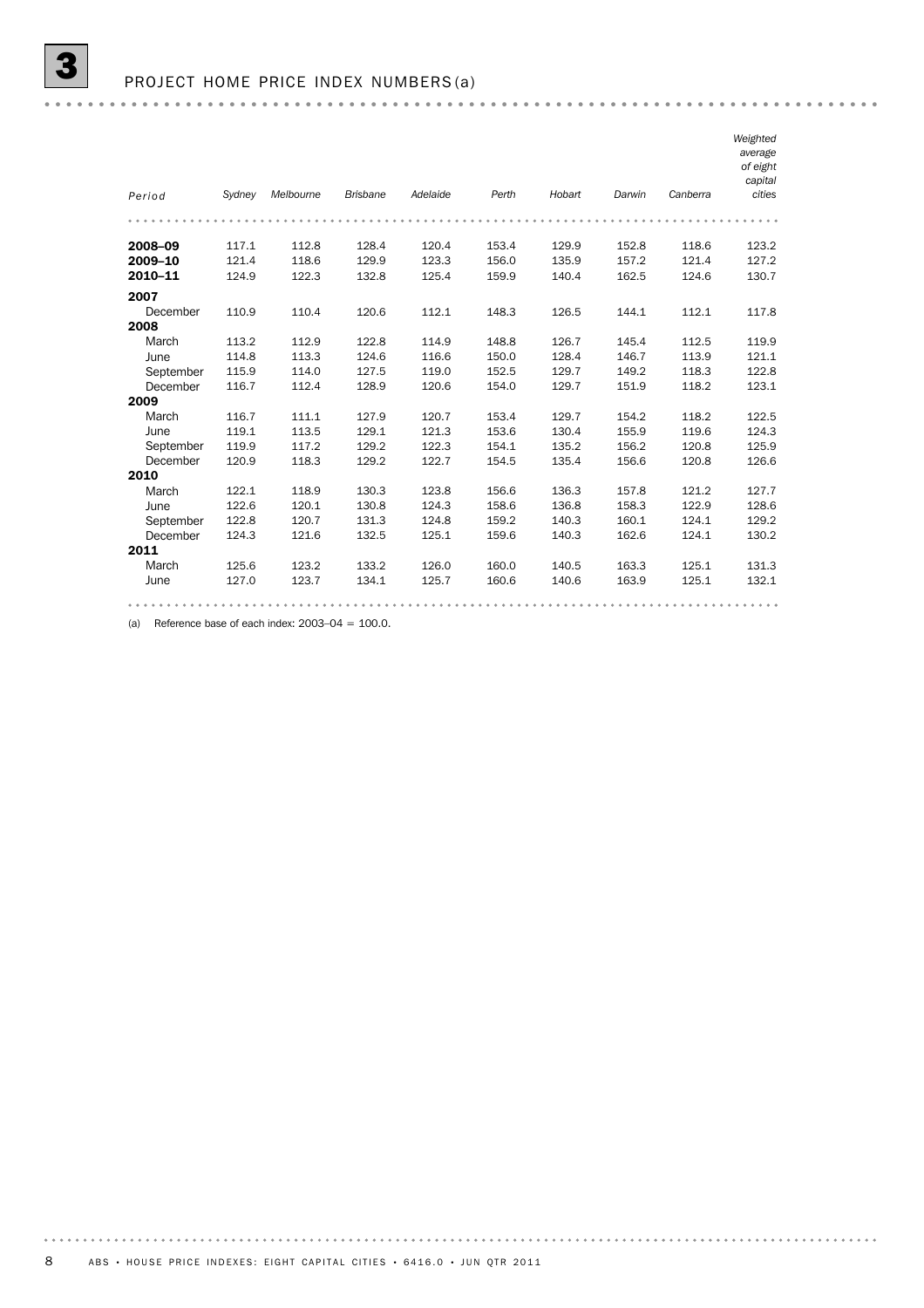# 3 PROJECT HOME PRICE INDEX NUMBERS(a)

| Period | Sydney | Melbourne | Brisbane | Adelaide | Perth | Hobart | Darwin | Canberra | Weighted average of eight capital cities |
|---|---|---|---|---|---|---|---|---|---|
| **2008–09** | 117.1 | 112.8 | 128.4 | 120.4 | 153.4 | 129.9 | 152.8 | 118.6 | 123.2 |
| **2009–10** | 121.4 | 118.6 | 129.9 | 123.3 | 156.0 | 135.9 | 157.2 | 121.4 | 127.2 |
| **2010–11** | 124.9 | 122.3 | 132.8 | 125.4 | 159.9 | 140.4 | 162.5 | 124.6 | 130.7 |
| **2007** | | | | | | | | | |
| December | 110.9 | 110.4 | 120.6 | 112.1 | 148.3 | 126.5 | 144.1 | 112.1 | 117.8 |
| **2008** | | | | | | | | | |
| March | 113.2 | 112.9 | 122.8 | 114.9 | 148.8 | 126.7 | 145.4 | 112.5 | 119.9 |
| June | 114.8 | 113.3 | 124.6 | 116.6 | 150.0 | 128.4 | 146.7 | 113.9 | 121.1 |
| September | 115.9 | 114.0 | 127.5 | 119.0 | 152.5 | 129.7 | 149.2 | 118.3 | 122.8 |
| December | 116.7 | 112.4 | 128.9 | 120.6 | 154.0 | 129.7 | 151.9 | 118.2 | 123.1 |
| **2009** | | | | | | | | | |
| March | 116.7 | 111.1 | 127.9 | 120.7 | 153.4 | 129.7 | 154.2 | 118.2 | 122.5 |
| June | 119.1 | 113.5 | 129.1 | 121.3 | 153.6 | 130.4 | 155.9 | 119.6 | 124.3 |
| September | 119.9 | 117.2 | 129.2 | 122.3 | 154.1 | 135.2 | 156.2 | 120.8 | 125.9 |
| December | 120.9 | 118.3 | 129.2 | 122.7 | 154.5 | 135.4 | 156.6 | 120.8 | 126.6 |
| **2010** | | | | | | | | | |
| March | 122.1 | 118.9 | 130.3 | 123.8 | 156.6 | 136.3 | 157.8 | 121.2 | 127.7 |
| June | 122.6 | 120.1 | 130.8 | 124.3 | 158.6 | 136.8 | 158.3 | 122.9 | 128.6 |
| September | 122.8 | 120.7 | 131.3 | 124.8 | 159.2 | 140.3 | 160.1 | 124.1 | 129.2 |
| December | 124.3 | 121.6 | 132.5 | 125.1 | 159.6 | 140.3 | 162.6 | 124.1 | 130.2 |
| **2011** | | | | | | | | | |
| March | 125.6 | 123.2 | 133.2 | 126.0 | 160.0 | 140.5 | 163.3 | 125.1 | 131.3 |
| June | 127.0 | 123.7 | 134.1 | 125.7 | 160.6 | 140.6 | 163.9 | 125.1 | 132.1 |

(a) Reference base of each index: 2003–04 = 100.0.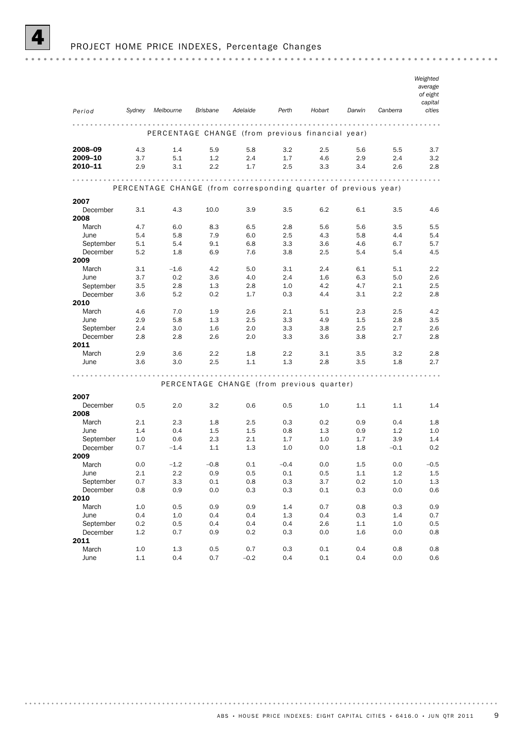# 4 PROJECT HOME PRICE INDEXES, Percentage Changes

| Period | Sydney | Melbourne | Brisbane | Adelaide | Perth | Hobart | Darwin | Canberra | Weighted average of eight capital cities |
|---|---|---|---|---|---|---|---|---|---|
| **PERCENTAGE CHANGE (from previous financial year)** | | | | | | | | | |
| **2008–09** | 4.3 | 1.4 | 5.9 | 5.8 | 3.2 | 2.5 | 5.6 | 5.5 | 3.7 |
| **2009–10** | 3.7 | 5.1 | 1.2 | 2.4 | 1.7 | 4.6 | 2.9 | 2.4 | 3.2 |
| **2010–11** | 2.9 | 3.1 | 2.2 | 1.7 | 2.5 | 3.3 | 3.4 | 2.6 | 2.8 |
| **PERCENTAGE CHANGE (from corresponding quarter of previous year)** | | | | | | | | | |
| **2007** | | | | | | | | | |
| December | 3.1 | 4.3 | 10.0 | 3.9 | 3.5 | 6.2 | 6.1 | 3.5 | 4.6 |
| **2008** | | | | | | | | | |
| March | 4.7 | 6.0 | 8.3 | 6.5 | 2.8 | 5.6 | 5.6 | 3.5 | 5.5 |
| June | 5.4 | 5.8 | 7.9 | 6.0 | 2.5 | 4.3 | 5.8 | 4.4 | 5.4 |
| September | 5.1 | 5.4 | 9.1 | 6.8 | 3.3 | 3.6 | 4.6 | 6.7 | 5.7 |
| December | 5.2 | 1.8 | 6.9 | 7.6 | 3.8 | 2.5 | 5.4 | 5.4 | 4.5 |
| **2009** | | | | | | | | | |
| March | 3.1 | –1.6 | 4.2 | 5.0 | 3.1 | 2.4 | 6.1 | 5.1 | 2.2 |
| June | 3.7 | 0.2 | 3.6 | 4.0 | 2.4 | 1.6 | 6.3 | 5.0 | 2.6 |
| September | 3.5 | 2.8 | 1.3 | 2.8 | 1.0 | 4.2 | 4.7 | 2.1 | 2.5 |
| December | 3.6 | 5.2 | 0.2 | 1.7 | 0.3 | 4.4 | 3.1 | 2.2 | 2.8 |
| **2010** | | | | | | | | | |
| March | 4.6 | 7.0 | 1.9 | 2.6 | 2.1 | 5.1 | 2.3 | 2.5 | 4.2 |
| June | 2.9 | 5.8 | 1.3 | 2.5 | 3.3 | 4.9 | 1.5 | 2.8 | 3.5 |
| September | 2.4 | 3.0 | 1.6 | 2.0 | 3.3 | 3.8 | 2.5 | 2.7 | 2.6 |
| December | 2.8 | 2.8 | 2.6 | 2.0 | 3.3 | 3.6 | 3.8 | 2.7 | 2.8 |
| **2011** | | | | | | | | | |
| March | 2.9 | 3.6 | 2.2 | 1.8 | 2.2 | 3.1 | 3.5 | 3.2 | 2.8 |
| June | 3.6 | 3.0 | 2.5 | 1.1 | 1.3 | 2.8 | 3.5 | 1.8 | 2.7 |
| **PERCENTAGE CHANGE (from previous quarter)** | | | | | | | | | |
| **2007** | | | | | | | | | |
| December | 0.5 | 2.0 | 3.2 | 0.6 | 0.5 | 1.0 | 1.1 | 1.1 | 1.4 |
| **2008** | | | | | | | | | |
| March | 2.1 | 2.3 | 1.8 | 2.5 | 0.3 | 0.2 | 0.9 | 0.4 | 1.8 |
| June | 1.4 | 0.4 | 1.5 | 1.5 | 0.8 | 1.3 | 0.9 | 1.2 | 1.0 |
| September | 1.0 | 0.6 | 2.3 | 2.1 | 1.7 | 1.0 | 1.7 | 3.9 | 1.4 |
| December | 0.7 | –1.4 | 1.1 | 1.3 | 1.0 | 0.0 | 1.8 | –0.1 | 0.2 |
| **2009** | | | | | | | | | |
| March | 0.0 | –1.2 | –0.8 | 0.1 | –0.4 | 0.0 | 1.5 | 0.0 | –0.5 |
| June | 2.1 | 2.2 | 0.9 | 0.5 | 0.1 | 0.5 | 1.1 | 1.2 | 1.5 |
| September | 0.7 | 3.3 | 0.1 | 0.8 | 0.3 | 3.7 | 0.2 | 1.0 | 1.3 |
| December | 0.8 | 0.9 | 0.0 | 0.3 | 0.3 | 0.1 | 0.3 | 0.0 | 0.6 |
| **2010** | | | | | | | | | |
| March | 1.0 | 0.5 | 0.9 | 0.9 | 1.4 | 0.7 | 0.8 | 0.3 | 0.9 |
| June | 0.4 | 1.0 | 0.4 | 0.4 | 1.3 | 0.4 | 0.3 | 1.4 | 0.7 |
| September | 0.2 | 0.5 | 0.4 | 0.4 | 0.4 | 2.6 | 1.1 | 1.0 | 0.5 |
| December | 1.2 | 0.7 | 0.9 | 0.2 | 0.3 | 0.0 | 1.6 | 0.0 | 0.8 |
| **2011** | | | | | | | | | |
| March | 1.0 | 1.3 | 0.5 | 0.7 | 0.3 | 0.1 | 0.4 | 0.8 | 0.8 |
| June | 1.1 | 0.4 | 0.7 | –0.2 | 0.4 | 0.1 | 0.4 | 0.0 | 0.6 |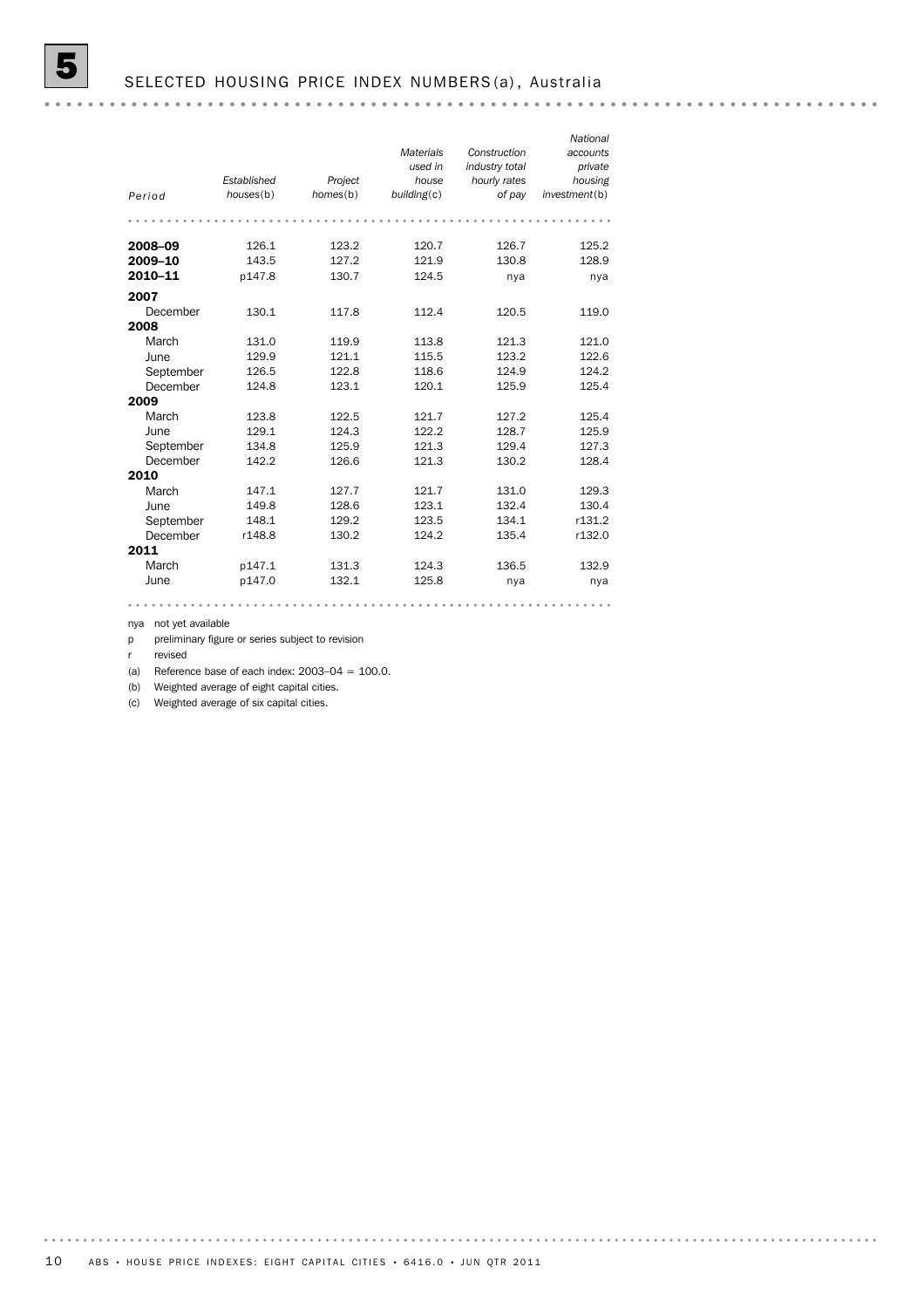# 5 SELECTED HOUSING PRICE INDEX NUMBERS(a), Australia

| *Period* | *Established houses*(b) | *Project homes*(b) | *Materials used in house building*(c) | *Construction industry total hourly rates of pay* | *National accounts private housing investment*(b) |
|---|---|---|---|---|---|
| **2008–09** | 126.1 | 123.2 | 120.7 | 126.7 | 125.2 |
| **2009–10** | 143.5 | 127.2 | 121.9 | 130.8 | 128.9 |
| **2010–11** | p147.8 | 130.7 | 124.5 | nya | nya |
| **2007** | | | | | |
| December | 130.1 | 117.8 | 112.4 | 120.5 | 119.0 |
| **2008** | | | | | |
| March | 131.0 | 119.9 | 113.8 | 121.3 | 121.0 |
| June | 129.9 | 121.1 | 115.5 | 123.2 | 122.6 |
| September | 126.5 | 122.8 | 118.6 | 124.9 | 124.2 |
| December | 124.8 | 123.1 | 120.1 | 125.9 | 125.4 |
| **2009** | | | | | |
| March | 123.8 | 122.5 | 121.7 | 127.2 | 125.4 |
| June | 129.1 | 124.3 | 122.2 | 128.7 | 125.9 |
| September | 134.8 | 125.9 | 121.3 | 129.4 | 127.3 |
| December | 142.2 | 126.6 | 121.3 | 130.2 | 128.4 |
| **2010** | | | | | |
| March | 147.1 | 127.7 | 121.7 | 131.0 | 129.3 |
| June | 149.8 | 128.6 | 123.1 | 132.4 | 130.4 |
| September | 148.1 | 129.2 | 123.5 | 134.1 | r131.2 |
| December | r148.8 | 130.2 | 124.2 | 135.4 | r132.0 |
| **2011** | | | | | |
| March | p147.1 | 131.3 | 124.3 | 136.5 | 132.9 |
| June | p147.0 | 132.1 | 125.8 | nya | nya |

nya not yet available

p preliminary figure or series subject to revision

r revised

(a) Reference base of each index: 2003–04 = 100.0.

(b) Weighted average of eight capital cities.

(c) Weighted average of six capital cities.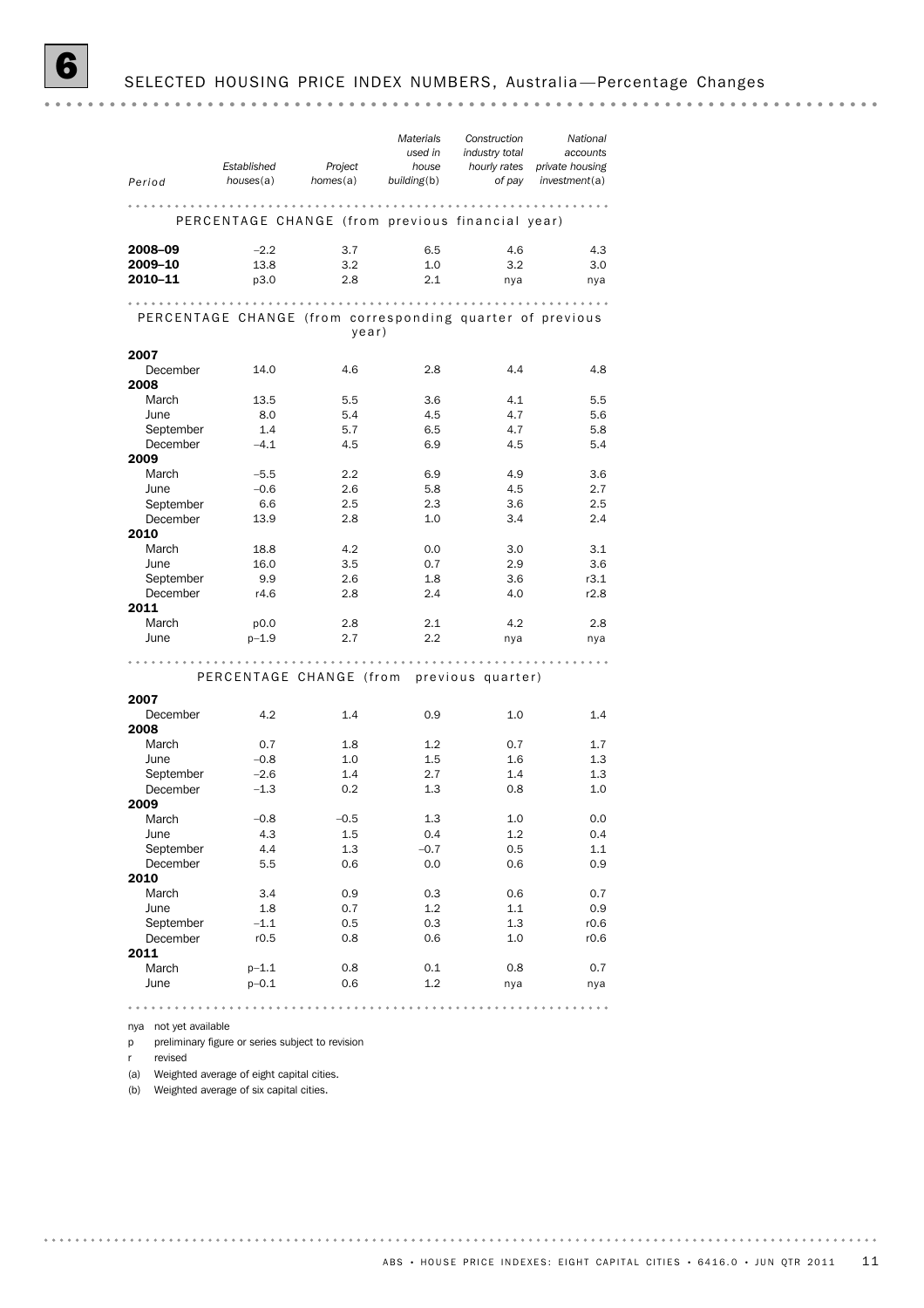## 6 SELECTED HOUSING PRICE INDEX NUMBERS, Australia—Percentage Changes

| Period | *Established houses*(a) | *Project homes*(a) | *Materials used in house building*(b) | *Construction industry total hourly rates of pay* | *National accounts private housing investment*(a) |
|---|---|---|---|---|---|
| **PERCENTAGE CHANGE (from previous financial year)** | | | | | |
| **2008–09** | −2.2 | 3.7 | 6.5 | 4.6 | 4.3 |
| **2009–10** | 13.8 | 3.2 | 1.0 | 3.2 | 3.0 |
| **2010–11** | p3.0 | 2.8 | 2.1 | nya | nya |
| **PERCENTAGE CHANGE (from corresponding quarter of previous year)** | | | | | |
| **2007** | | | | | |
| December | 14.0 | 4.6 | 2.8 | 4.4 | 4.8 |
| **2008** | | | | | |
| March | 13.5 | 5.5 | 3.6 | 4.1 | 5.5 |
| June | 8.0 | 5.4 | 4.5 | 4.7 | 5.6 |
| September | 1.4 | 5.7 | 6.5 | 4.7 | 5.8 |
| December | −4.1 | 4.5 | 6.9 | 4.5 | 5.4 |
| **2009** | | | | | |
| March | −5.5 | 2.2 | 6.9 | 4.9 | 3.6 |
| June | −0.6 | 2.6 | 5.8 | 4.5 | 2.7 |
| September | 6.6 | 2.5 | 2.3 | 3.6 | 2.5 |
| December | 13.9 | 2.8 | 1.0 | 3.4 | 2.4 |
| **2010** | | | | | |
| March | 18.8 | 4.2 | 0.0 | 3.0 | 3.1 |
| June | 16.0 | 3.5 | 0.7 | 2.9 | 3.6 |
| September | 9.9 | 2.6 | 1.8 | 3.6 | r3.1 |
| December | r4.6 | 2.8 | 2.4 | 4.0 | r2.8 |
| **2011** | | | | | |
| March | p0.0 | 2.8 | 2.1 | 4.2 | 2.8 |
| June | p−1.9 | 2.7 | 2.2 | nya | nya |
| **PERCENTAGE CHANGE (from previous quarter)** | | | | | |
| **2007** | | | | | |
| December | 4.2 | 1.4 | 0.9 | 1.0 | 1.4 |
| **2008** | | | | | |
| March | 0.7 | 1.8 | 1.2 | 0.7 | 1.7 |
| June | −0.8 | 1.0 | 1.5 | 1.6 | 1.3 |
| September | −2.6 | 1.4 | 2.7 | 1.4 | 1.3 |
| December | −1.3 | 0.2 | 1.3 | 0.8 | 1.0 |
| **2009** | | | | | |
| March | −0.8 | −0.5 | 1.3 | 1.0 | 0.0 |
| June | 4.3 | 1.5 | 0.4 | 1.2 | 0.4 |
| September | 4.4 | 1.3 | −0.7 | 0.5 | 1.1 |
| December | 5.5 | 0.6 | 0.0 | 0.6 | 0.9 |
| **2010** | | | | | |
| March | 3.4 | 0.9 | 0.3 | 0.6 | 0.7 |
| June | 1.8 | 0.7 | 1.2 | 1.1 | 0.9 |
| September | −1.1 | 0.5 | 0.3 | 1.3 | r0.6 |
| December | r0.5 | 0.8 | 0.6 | 1.0 | r0.6 |
| **2011** | | | | | |
| March | p−1.1 | 0.8 | 0.1 | 0.8 | 0.7 |
| June | p−0.1 | 0.6 | 1.2 | nya | nya |

nya not yet available

p preliminary figure or series subject to revision

r revised

(a) Weighted average of eight capital cities.

(b) Weighted average of six capital cities.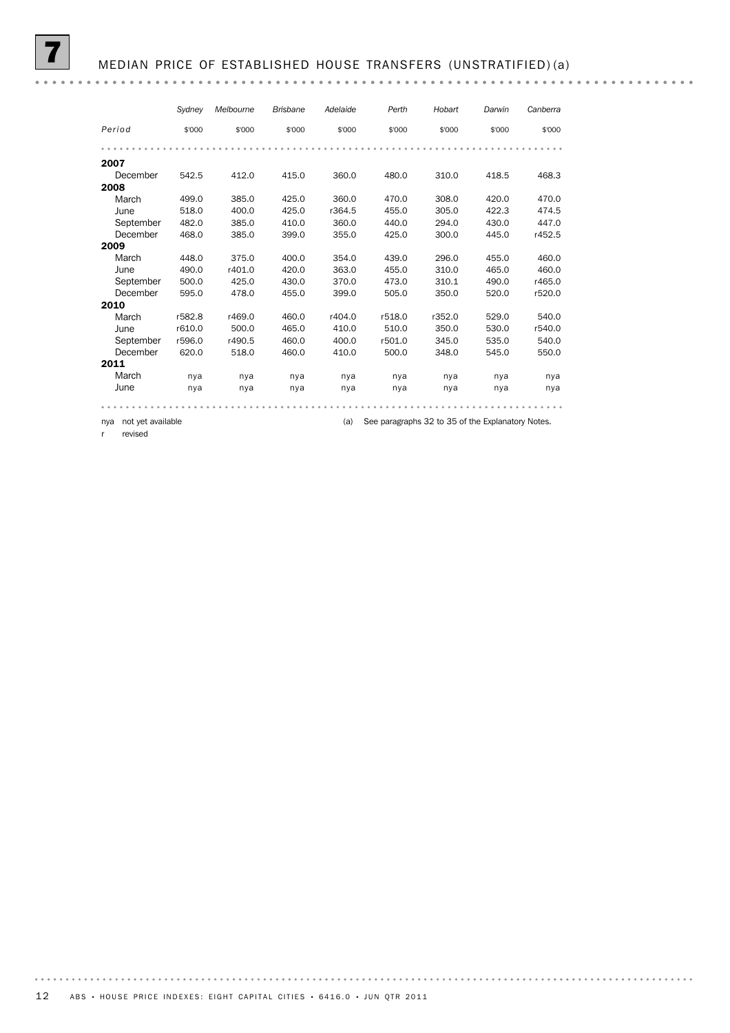# 7 MEDIAN PRICE OF ESTABLISHED HOUSE TRANSFERS (UNSTRATIFIED)(a)

| Period | Sydney | Melbourne | Brisbane | Adelaide | Perth | Hobart | Darwin | Canberra |
|---|---|---|---|---|---|---|---|---|
| | $'000 | $'000 | $'000 | $'000 | $'000 | $'000 | $'000 | $'000 |
| **2007** | | | | | | | | |
| December | 542.5 | 412.0 | 415.0 | 360.0 | 480.0 | 310.0 | 418.5 | 468.3 |
| **2008** | | | | | | | | |
| March | 499.0 | 385.0 | 425.0 | 360.0 | 470.0 | 308.0 | 420.0 | 470.0 |
| June | 518.0 | 400.0 | 425.0 | r364.5 | 455.0 | 305.0 | 422.3 | 474.5 |
| September | 482.0 | 385.0 | 410.0 | 360.0 | 440.0 | 294.0 | 430.0 | 447.0 |
| December | 468.0 | 385.0 | 399.0 | 355.0 | 425.0 | 300.0 | 445.0 | r452.5 |
| **2009** | | | | | | | | |
| March | 448.0 | 375.0 | 400.0 | 354.0 | 439.0 | 296.0 | 455.0 | 460.0 |
| June | 490.0 | r401.0 | 420.0 | 363.0 | 455.0 | 310.0 | 465.0 | 460.0 |
| September | 500.0 | 425.0 | 430.0 | 370.0 | 473.0 | 310.1 | 490.0 | r465.0 |
| December | 595.0 | 478.0 | 455.0 | 399.0 | 505.0 | 350.0 | 520.0 | r520.0 |
| **2010** | | | | | | | | |
| March | r582.8 | r469.0 | 460.0 | r404.0 | r518.0 | r352.0 | 529.0 | 540.0 |
| June | r610.0 | 500.0 | 465.0 | 410.0 | 510.0 | 350.0 | 530.0 | r540.0 |
| September | r596.0 | r490.5 | 460.0 | 400.0 | r501.0 | 345.0 | 535.0 | 540.0 |
| December | 620.0 | 518.0 | 460.0 | 410.0 | 500.0 | 348.0 | 545.0 | 550.0 |
| **2011** | | | | | | | | |
| March | nya | nya | nya | nya | nya | nya | nya | nya |
| June | nya | nya | nya | nya | nya | nya | nya | nya |

nya not yet available

r revised

(a) See paragraphs 32 to 35 of the Explanatory Notes.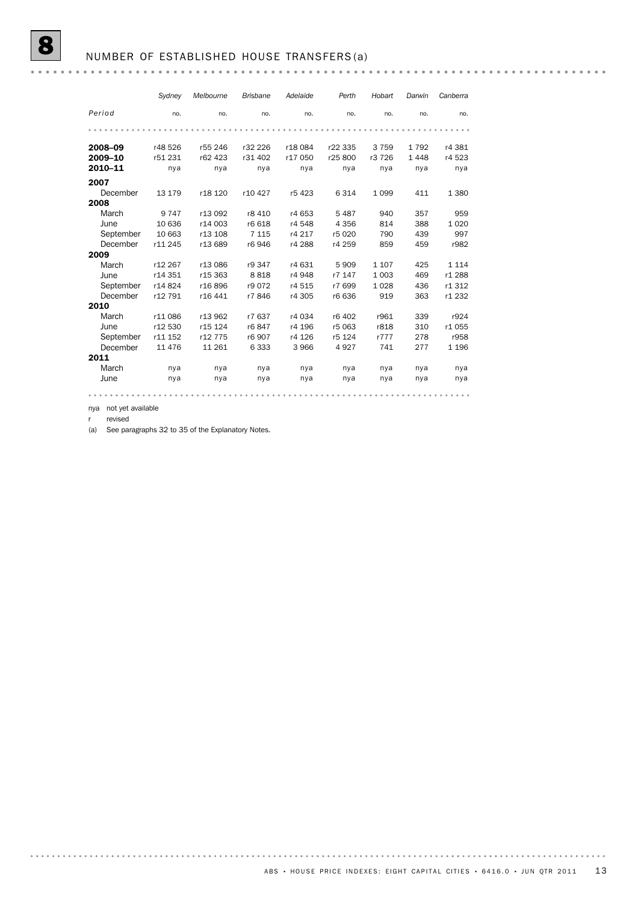# 8 NUMBER OF ESTABLISHED HOUSE TRANSFERS(a)

| Period | Sydney | Melbourne | Brisbane | Adelaide | Perth | Hobart | Darwin | Canberra |
|---|---|---|---|---|---|---|---|---|
| | no. | no. | no. | no. | no. | no. | no. | no. |
| **2008–09** | r48 526 | r55 246 | r32 226 | r18 084 | r22 335 | 3 759 | 1 792 | r4 381 |
| **2009–10** | r51 231 | r62 423 | r31 402 | r17 050 | r25 800 | r3 726 | 1 448 | r4 523 |
| **2010–11** | nya | nya | nya | nya | nya | nya | nya | nya |
| **2007** | | | | | | | | |
| December | 13 179 | r18 120 | r10 427 | r5 423 | 6 314 | 1 099 | 411 | 1 380 |
| **2008** | | | | | | | | |
| March | 9 747 | r13 092 | r8 410 | r4 653 | 5 487 | 940 | 357 | 959 |
| June | 10 636 | r14 003 | r6 618 | r4 548 | 4 356 | 814 | 388 | 1 020 |
| September | 10 663 | r13 108 | 7 115 | r4 217 | r5 020 | 790 | 439 | 997 |
| December | r11 245 | r13 689 | r6 946 | r4 288 | r4 259 | 859 | 459 | r982 |
| **2009** | | | | | | | | |
| March | r12 267 | r13 086 | r9 347 | r4 631 | 5 909 | 1 107 | 425 | 1 114 |
| June | r14 351 | r15 363 | 8 818 | r4 948 | r7 147 | 1 003 | 469 | r1 288 |
| September | r14 824 | r16 896 | r9 072 | r4 515 | r7 699 | 1 028 | 436 | r1 312 |
| December | r12 791 | r16 441 | r7 846 | r4 305 | r6 636 | 919 | 363 | r1 232 |
| **2010** | | | | | | | | |
| March | r11 086 | r13 962 | r7 637 | r4 034 | r6 402 | r961 | 339 | r924 |
| June | r12 530 | r15 124 | r6 847 | r4 196 | r5 063 | r818 | 310 | r1 055 |
| September | r11 152 | r12 775 | r6 907 | r4 126 | r5 124 | r777 | 278 | r958 |
| December | 11 476 | 11 261 | 6 333 | 3 966 | 4 927 | 741 | 277 | 1 196 |
| **2011** | | | | | | | | |
| March | nya | nya | nya | nya | nya | nya | nya | nya |
| June | nya | nya | nya | nya | nya | nya | nya | nya |

nya not yet available

r revised

(a) See paragraphs 32 to 35 of the Explanatory Notes.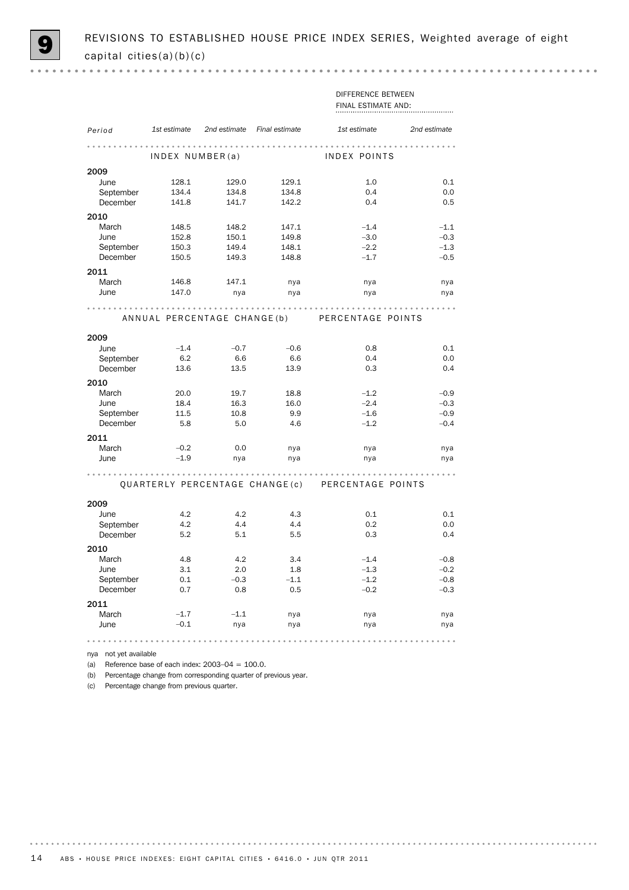# 9 REVISIONS TO ESTABLISHED HOUSE PRICE INDEX SERIES, Weighted average of eight capital cities(a)(b)(c)

| Period | 1st estimate | 2nd estimate | Final estimate | DIFFERENCE BETWEEN FINAL ESTIMATE AND: 1st estimate | 2nd estimate |
|---|---|---|---|---|---|
| | INDEX NUMBER(a) | | | INDEX POINTS | |
| **2009** | | | | | |
| June | 128.1 | 129.0 | 129.1 | 1.0 | 0.1 |
| September | 134.4 | 134.8 | 134.8 | 0.4 | 0.0 |
| December | 141.8 | 141.7 | 142.2 | 0.4 | 0.5 |
| **2010** | | | | | |
| March | 148.5 | 148.2 | 147.1 | –1.4 | –1.1 |
| June | 152.8 | 150.1 | 149.8 | –3.0 | –0.3 |
| September | 150.3 | 149.4 | 148.1 | –2.2 | –1.3 |
| December | 150.5 | 149.3 | 148.8 | –1.7 | –0.5 |
| **2011** | | | | | |
| March | 146.8 | 147.1 | nya | nya | nya |
| June | 147.0 | nya | nya | nya | nya |
| | ANNUAL PERCENTAGE CHANGE(b) | | | PERCENTAGE POINTS | |
| **2009** | | | | | |
| June | –1.4 | –0.7 | –0.6 | 0.8 | 0.1 |
| September | 6.2 | 6.6 | 6.6 | 0.4 | 0.0 |
| December | 13.6 | 13.5 | 13.9 | 0.3 | 0.4 |
| **2010** | | | | | |
| March | 20.0 | 19.7 | 18.8 | –1.2 | –0.9 |
| June | 18.4 | 16.3 | 16.0 | –2.4 | –0.3 |
| September | 11.5 | 10.8 | 9.9 | –1.6 | –0.9 |
| December | 5.8 | 5.0 | 4.6 | –1.2 | –0.4 |
| **2011** | | | | | |
| March | –0.2 | 0.0 | nya | nya | nya |
| June | –1.9 | nya | nya | nya | nya |
| | QUARTERLY PERCENTAGE CHANGE(c) | | | PERCENTAGE POINTS | |
| **2009** | | | | | |
| June | 4.2 | 4.2 | 4.3 | 0.1 | 0.1 |
| September | 4.2 | 4.4 | 4.4 | 0.2 | 0.0 |
| December | 5.2 | 5.1 | 5.5 | 0.3 | 0.4 |
| **2010** | | | | | |
| March | 4.8 | 4.2 | 3.4 | –1.4 | –0.8 |
| June | 3.1 | 2.0 | 1.8 | –1.3 | –0.2 |
| September | 0.1 | –0.3 | –1.1 | –1.2 | –0.8 |
| December | 0.7 | 0.8 | 0.5 | –0.2 | –0.3 |
| **2011** | | | | | |
| March | –1.7 | –1.1 | nya | nya | nya |
| June | –0.1 | nya | nya | nya | nya |

nya not yet available

(a) Reference base of each index: 2003–04 = 100.0.

(b) Percentage change from corresponding quarter of previous year.

(c) Percentage change from previous quarter.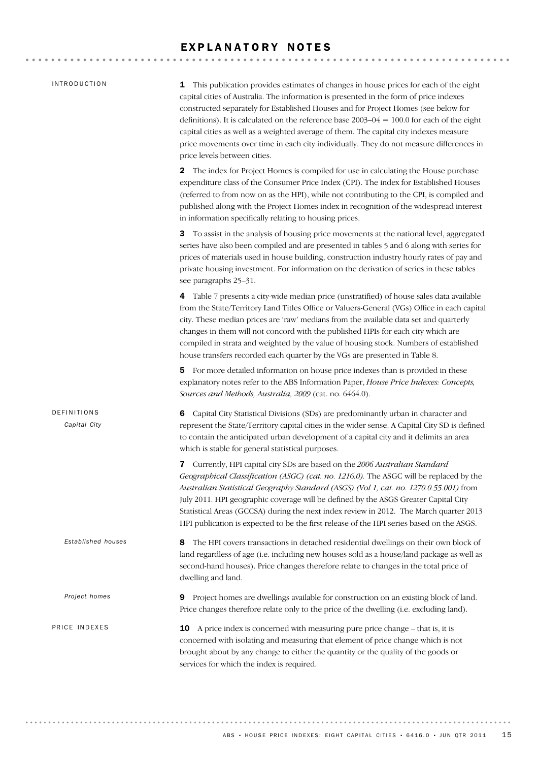# EXPLANATORY NOTES

## INTRODUCTION

**1** This publication provides estimates of changes in house prices for each of the eight capital cities of Australia. The information is presented in the form of price indexes constructed separately for Established Houses and for Project Homes (see below for definitions). It is calculated on the reference base 2003–04 = 100.0 for each of the eight capital cities as well as a weighted average of them. The capital city indexes measure price movements over time in each city individually. They do not measure differences in price levels between cities.

**2** The index for Project Homes is compiled for use in calculating the House purchase expenditure class of the Consumer Price Index (CPI). The index for Established Houses (referred to from now on as the HPI), while not contributing to the CPI, is compiled and published along with the Project Homes index in recognition of the widespread interest in information specifically relating to housing prices.

**3** To assist in the analysis of housing price movements at the national level, aggregated series have also been compiled and are presented in tables 5 and 6 along with series for prices of materials used in house building, construction industry hourly rates of pay and private housing investment. For information on the derivation of series in these tables see paragraphs 25–31.

**4** Table 7 presents a city-wide median price (unstratified) of house sales data available from the State/Territory Land Titles Office or Valuers-General (VGs) Office in each capital city. These median prices are 'raw' medians from the available data set and quarterly changes in them will not concord with the published HPIs for each city which are compiled in strata and weighted by the value of housing stock. Numbers of established house transfers recorded each quarter by the VGs are presented in Table 8.

**5** For more detailed information on house price indexes than is provided in these explanatory notes refer to the ABS Information Paper, *House Price Indexes: Concepts, Sources and Methods, Australia, 2009* (cat. no. 6464.0).

## DEFINITIONS

### *Capital City*

**6** Capital City Statistical Divisions (SDs) are predominantly urban in character and represent the State/Territory capital cities in the wider sense. A Capital City SD is defined to contain the anticipated urban development of a capital city and it delimits an area which is stable for general statistical purposes.

**7** Currently, HPI capital city SDs are based on the *2006 Australian Standard Geographical Classification (ASGC) (cat. no. 1216.0).* The ASGC will be replaced by the *Australian Statistical Geography Standard (ASGS) (Vol 1, cat. no. 1270.0.55.001)* from July 2011. HPI geographic coverage will be defined by the ASGS Greater Capital City Statistical Areas (GCCSA) during the next index review in 2012. The March quarter 2013 HPI publication is expected to be the first release of the HPI series based on the ASGS.

### *Established houses*

**8** The HPI covers transactions in detached residential dwellings on their own block of land regardless of age (i.e. including new houses sold as a house/land package as well as second-hand houses). Price changes therefore relate to changes in the total price of dwelling and land.

### *Project homes*

**9** Project homes are dwellings available for construction on an existing block of land. Price changes therefore relate only to the price of the dwelling (i.e. excluding land).

## PRICE INDEXES

**10** A price index is concerned with measuring pure price change – that is, it is concerned with isolating and measuring that element of price change which is not brought about by any change to either the quantity or the quality of the goods or services for which the index is required.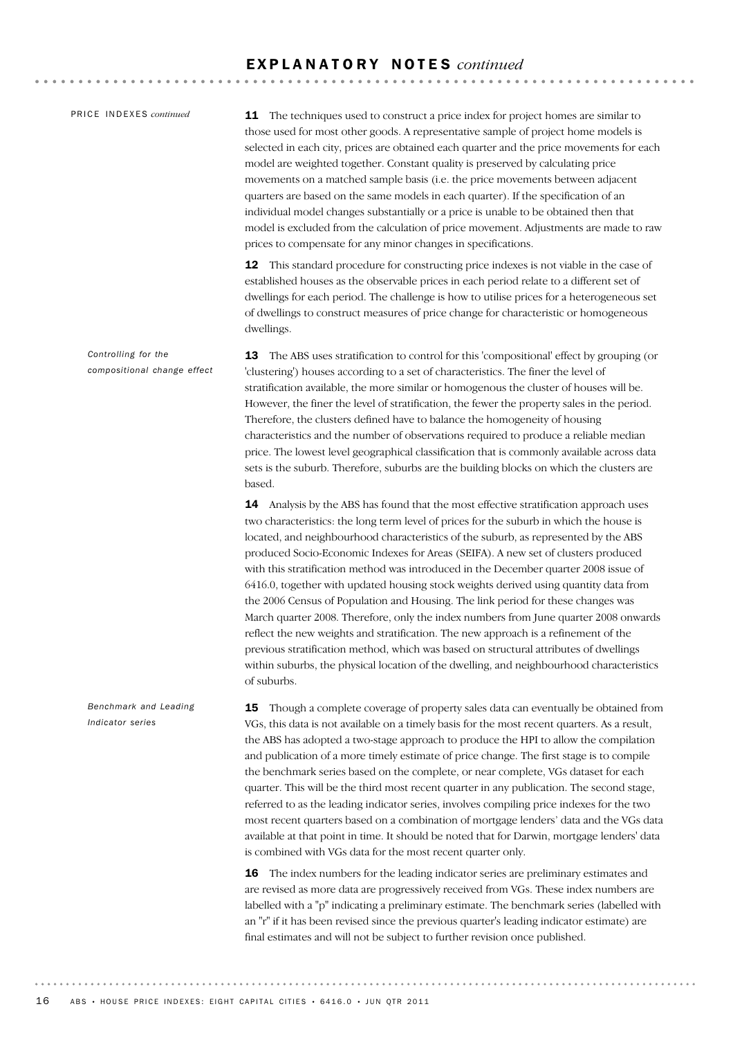## PRICE INDEXES *continued*

**11** The techniques used to construct a price index for project homes are similar to those used for most other goods. A representative sample of project home models is selected in each city, prices are obtained each quarter and the price movements for each model are weighted together. Constant quality is preserved by calculating price movements on a matched sample basis (i.e. the price movements between adjacent quarters are based on the same models in each quarter). If the specification of an individual model changes substantially or a price is unable to be obtained then that model is excluded from the calculation of price movement. Adjustments are made to raw prices to compensate for any minor changes in specifications.

**12** This standard procedure for constructing price indexes is not viable in the case of established houses as the observable prices in each period relate to a different set of dwellings for each period. The challenge is how to utilise prices for a heterogeneous set of dwellings to construct measures of price change for characteristic or homogeneous dwellings.

### *Controlling for the compositional change effect*

**13** The ABS uses stratification to control for this 'compositional' effect by grouping (or 'clustering') houses according to a set of characteristics. The finer the level of stratification available, the more similar or homogenous the cluster of houses will be. However, the finer the level of stratification, the fewer the property sales in the period. Therefore, the clusters defined have to balance the homogeneity of housing characteristics and the number of observations required to produce a reliable median price. The lowest level geographical classification that is commonly available across data sets is the suburb. Therefore, suburbs are the building blocks on which the clusters are based.

**14** Analysis by the ABS has found that the most effective stratification approach uses two characteristics: the long term level of prices for the suburb in which the house is located, and neighbourhood characteristics of the suburb, as represented by the ABS produced Socio-Economic Indexes for Areas (SEIFA). A new set of clusters produced with this stratification method was introduced in the December quarter 2008 issue of 6416.0, together with updated housing stock weights derived using quantity data from the 2006 Census of Population and Housing. The link period for these changes was March quarter 2008. Therefore, only the index numbers from June quarter 2008 onwards reflect the new weights and stratification. The new approach is a refinement of the previous stratification method, which was based on structural attributes of dwellings within suburbs, the physical location of the dwelling, and neighbourhood characteristics of suburbs.

### *Benchmark and Leading Indicator series*

**15** Though a complete coverage of property sales data can eventually be obtained from VGs, this data is not available on a timely basis for the most recent quarters. As a result, the ABS has adopted a two-stage approach to produce the HPI to allow the compilation and publication of a more timely estimate of price change. The first stage is to compile the benchmark series based on the complete, or near complete, VGs dataset for each quarter. This will be the third most recent quarter in any publication. The second stage, referred to as the leading indicator series, involves compiling price indexes for the two most recent quarters based on a combination of mortgage lenders' data and the VGs data available at that point in time. It should be noted that for Darwin, mortgage lenders' data is combined with VGs data for the most recent quarter only.

**16** The index numbers for the leading indicator series are preliminary estimates and are revised as more data are progressively received from VGs. These index numbers are labelled with a "p" indicating a preliminary estimate. The benchmark series (labelled with an "r" if it has been revised since the previous quarter's leading indicator estimate) are final estimates and will not be subject to further revision once published.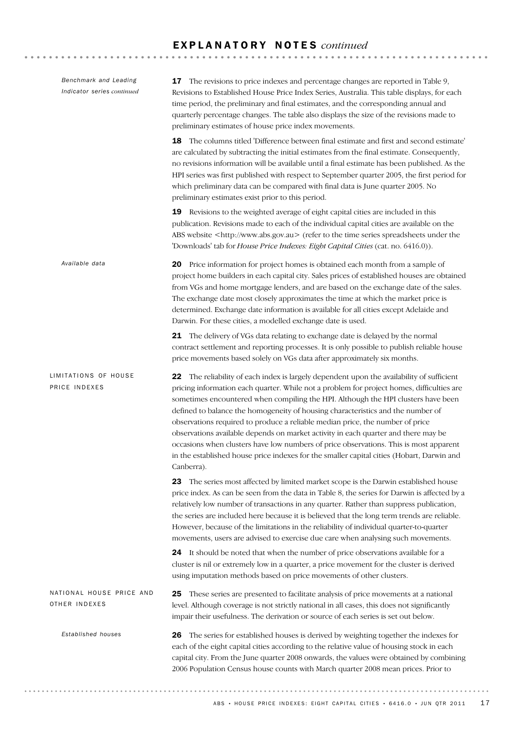## EXPLANATORY NOTES *continued*

*Benchmark and Leading Indicator series continued*

**17** The revisions to price indexes and percentage changes are reported in Table 9, Revisions to Established House Price Index Series, Australia. This table displays, for each time period, the preliminary and final estimates, and the corresponding annual and quarterly percentage changes. The table also displays the size of the revisions made to preliminary estimates of house price index movements.

**18** The columns titled 'Difference between final estimate and first and second estimate' are calculated by subtracting the initial estimates from the final estimate. Consequently, no revisions information will be available until a final estimate has been published. As the HPI series was first published with respect to September quarter 2005, the first period for which preliminary data can be compared with final data is June quarter 2005. No preliminary estimates exist prior to this period.

**19** Revisions to the weighted average of eight capital cities are included in this publication. Revisions made to each of the individual capital cities are available on the ABS website <http://www.abs.gov.au> (refer to the time series spreadsheets under the 'Downloads' tab for *House Price Indexes: Eight Capital Cities* (cat. no. 6416.0)).

*Available data*

**20** Price information for project homes is obtained each month from a sample of project home builders in each capital city. Sales prices of established houses are obtained from VGs and home mortgage lenders, and are based on the exchange date of the sales. The exchange date most closely approximates the time at which the market price is determined. Exchange date information is available for all cities except Adelaide and Darwin. For these cities, a modelled exchange date is used.

**21** The delivery of VGs data relating to exchange date is delayed by the normal contract settlement and reporting processes. It is only possible to publish reliable house price movements based solely on VGs data after approximately six months.

### LIMITATIONS OF HOUSE PRICE INDEXES

**22** The reliability of each index is largely dependent upon the availability of sufficient pricing information each quarter. While not a problem for project homes, difficulties are sometimes encountered when compiling the HPI. Although the HPI clusters have been defined to balance the homogeneity of housing characteristics and the number of observations required to produce a reliable median price, the number of price observations available depends on market activity in each quarter and there may be occasions when clusters have low numbers of price observations. This is most apparent in the established house price indexes for the smaller capital cities (Hobart, Darwin and Canberra).

**23** The series most affected by limited market scope is the Darwin established house price index. As can be seen from the data in Table 8, the series for Darwin is affected by a relatively low number of transactions in any quarter. Rather than suppress publication, the series are included here because it is believed that the long term trends are reliable. However, because of the limitations in the reliability of individual quarter-to-quarter movements, users are advised to exercise due care when analysing such movements.

**24** It should be noted that when the number of price observations available for a cluster is nil or extremely low in a quarter, a price movement for the cluster is derived using imputation methods based on price movements of other clusters.

### NATIONAL HOUSE PRICE AND OTHER INDEXES

**25** These series are presented to facilitate analysis of price movements at a national level. Although coverage is not strictly national in all cases, this does not significantly impair their usefulness. The derivation or source of each series is set out below.

*Established houses*

**26** The series for established houses is derived by weighting together the indexes for each of the eight capital cities according to the relative value of housing stock in each capital city. From the June quarter 2008 onwards, the values were obtained by combining 2006 Population Census house counts with March quarter 2008 mean prices. Prior to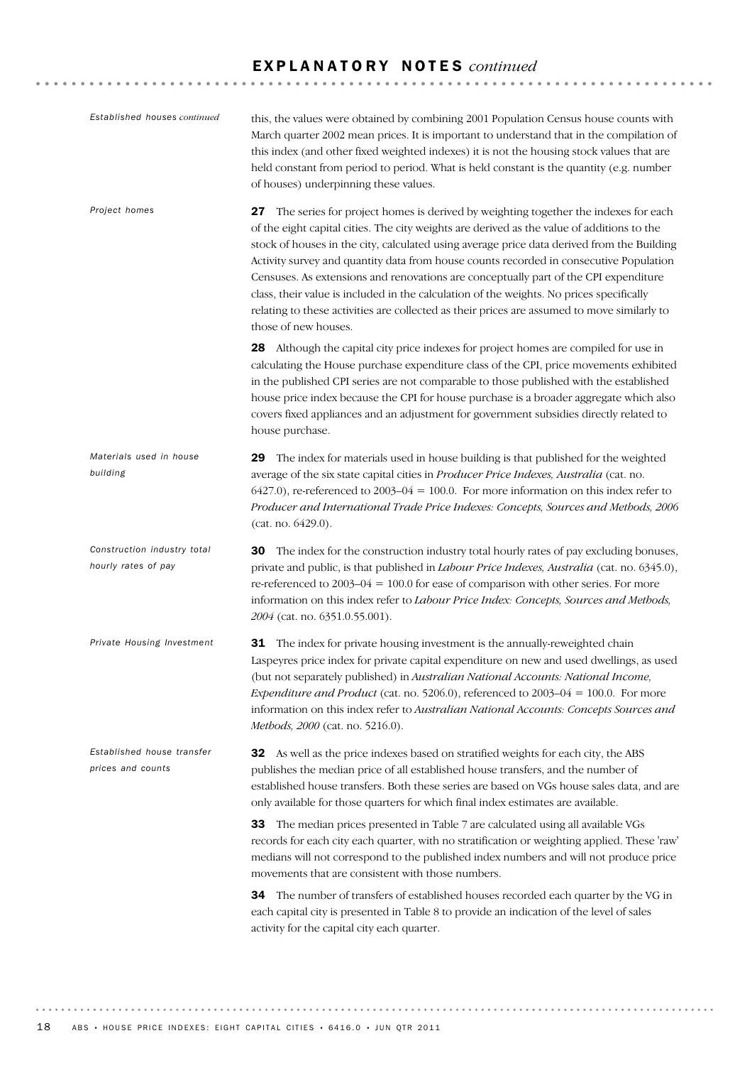## EXPLANATORY NOTES *continued*

*Established houses continued*

this, the values were obtained by combining 2001 Population Census house counts with March quarter 2002 mean prices. It is important to understand that in the compilation of this index (and other fixed weighted indexes) it is not the housing stock values that are held constant from period to period. What is held constant is the quantity (e.g. number of houses) underpinning these values.

*Project homes*

**27** The series for project homes is derived by weighting together the indexes for each of the eight capital cities. The city weights are derived as the value of additions to the stock of houses in the city, calculated using average price data derived from the Building Activity survey and quantity data from house counts recorded in consecutive Population Censuses. As extensions and renovations are conceptually part of the CPI expenditure class, their value is included in the calculation of the weights. No prices specifically relating to these activities are collected as their prices are assumed to move similarly to those of new houses.

**28** Although the capital city price indexes for project homes are compiled for use in calculating the House purchase expenditure class of the CPI, price movements exhibited in the published CPI series are not comparable to those published with the established house price index because the CPI for house purchase is a broader aggregate which also covers fixed appliances and an adjustment for government subsidies directly related to house purchase.

*Materials used in house building*

**29** The index for materials used in house building is that published for the weighted average of the six state capital cities in *Producer Price Indexes, Australia* (cat. no. 6427.0), re-referenced to 2003–04 = 100.0. For more information on this index refer to *Producer and International Trade Price Indexes: Concepts, Sources and Methods, 2006* (cat. no. 6429.0).

*Construction industry total hourly rates of pay*

**30** The index for the construction industry total hourly rates of pay excluding bonuses, private and public, is that published in *Labour Price Indexes, Australia* (cat. no. 6345.0), re-referenced to 2003–04 = 100.0 for ease of comparison with other series. For more information on this index refer to *Labour Price Index: Concepts, Sources and Methods, 2004* (cat. no. 6351.0.55.001).

*Private Housing Investment*

**31** The index for private housing investment is the annually-reweighted chain Laspeyres price index for private capital expenditure on new and used dwellings, as used (but not separately published) in *Australian National Accounts: National Income, Expenditure and Product* (cat. no. 5206.0), referenced to 2003–04 = 100.0. For more information on this index refer to *Australian National Accounts: Concepts Sources and Methods, 2000* (cat. no. 5216.0).

*Established house transfer prices and counts*

**32** As well as the price indexes based on stratified weights for each city, the ABS publishes the median price of all established house transfers, and the number of established house transfers. Both these series are based on VGs house sales data, and are only available for those quarters for which final index estimates are available.

**33** The median prices presented in Table 7 are calculated using all available VGs records for each city each quarter, with no stratification or weighting applied. These 'raw' medians will not correspond to the published index numbers and will not produce price movements that are consistent with those numbers.

**34** The number of transfers of established houses recorded each quarter by the VG in each capital city is presented in Table 8 to provide an indication of the level of sales activity for the capital city each quarter.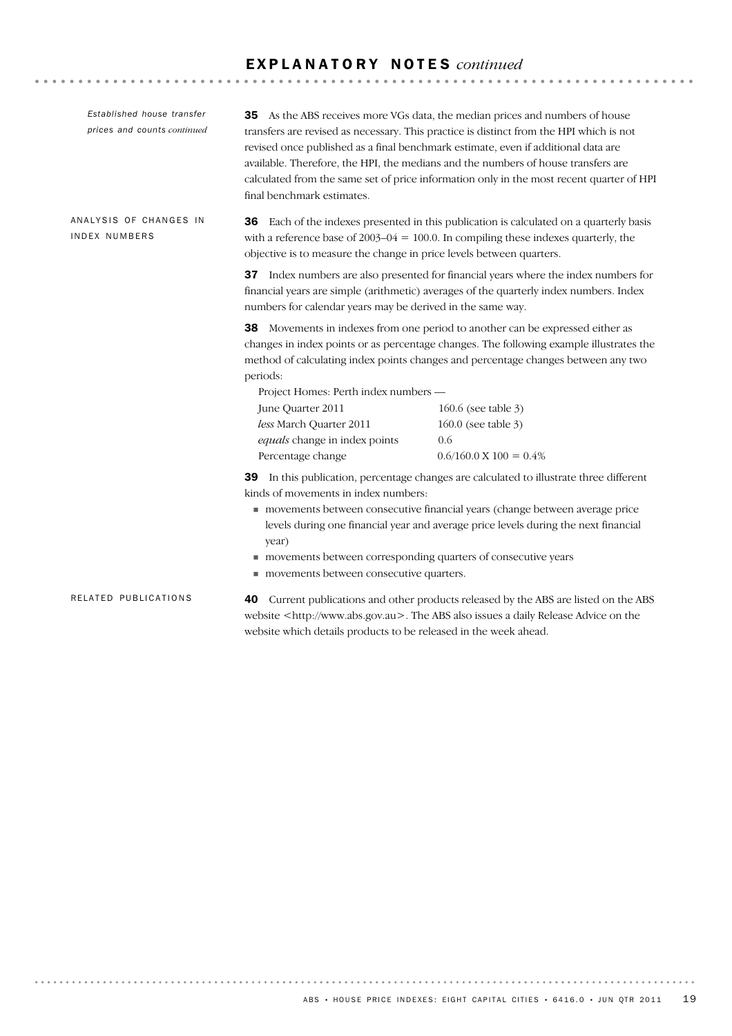# EXPLANATORY NOTES *continued*

*Established house transfer prices and counts continued*

**35** As the ABS receives more VGs data, the median prices and numbers of house transfers are revised as necessary. This practice is distinct from the HPI which is not revised once published as a final benchmark estimate, even if additional data are available. Therefore, the HPI, the medians and the numbers of house transfers are calculated from the same set of price information only in the most recent quarter of HPI final benchmark estimates.

## ANALYSIS OF CHANGES IN INDEX NUMBERS

**36** Each of the indexes presented in this publication is calculated on a quarterly basis with a reference base of 2003–04 = 100.0. In compiling these indexes quarterly, the objective is to measure the change in price levels between quarters.

**37** Index numbers are also presented for financial years where the index numbers for financial years are simple (arithmetic) averages of the quarterly index numbers. Index numbers for calendar years may be derived in the same way.

**38** Movements in indexes from one period to another can be expressed either as changes in index points or as percentage changes. The following example illustrates the method of calculating index points changes and percentage changes between any two periods:

Project Homes: Perth index numbers —

| | |
|---|---|
| June Quarter 2011 | 160.6 (see table 3) |
| *less* March Quarter 2011 | 160.0 (see table 3) |
| *equals* change in index points | 0.6 |
| Percentage change | 0.6/160.0 X 100 = 0.4% |

**39** In this publication, percentage changes are calculated to illustrate three different kinds of movements in index numbers:

- movements between consecutive financial years (change between average price levels during one financial year and average price levels during the next financial year)
- movements between corresponding quarters of consecutive years
- movements between consecutive quarters.

## RELATED PUBLICATIONS

**40** Current publications and other products released by the ABS are listed on the ABS website <http://www.abs.gov.au>. The ABS also issues a daily Release Advice on the website which details products to be released in the week ahead.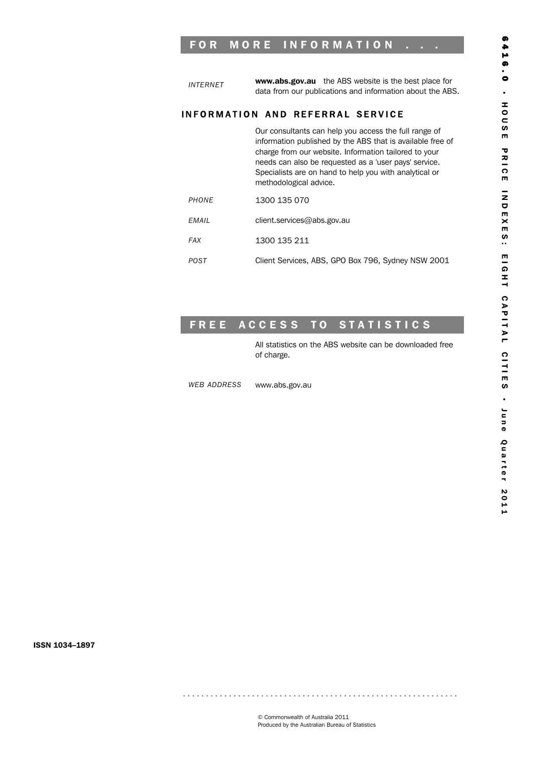## FOR MORE INFORMATION . . .

*INTERNET* **www.abs.gov.au** the ABS website is the best place for data from our publications and information about the ABS.

### INFORMATION AND REFERRAL SERVICE

Our consultants can help you access the full range of information published by the ABS that is available free of charge from our website. Information tailored to your needs can also be requested as a 'user pays' service. Specialists are on hand to help you with analytical or methodological advice.

*PHONE* 1300 135 070

*EMAIL* client.services@abs.gov.au

*FAX* 1300 135 211

*POST* Client Services, ABS, GPO Box 796, Sydney NSW 2001

## FREE ACCESS TO STATISTICS

All statistics on the ABS website can be downloaded free of charge.

*WEB ADDRESS* www.abs.gov.au

**ISSN 1034–1897**

© Commonwealth of Australia 2011
Produced by the Australian Bureau of Statistics